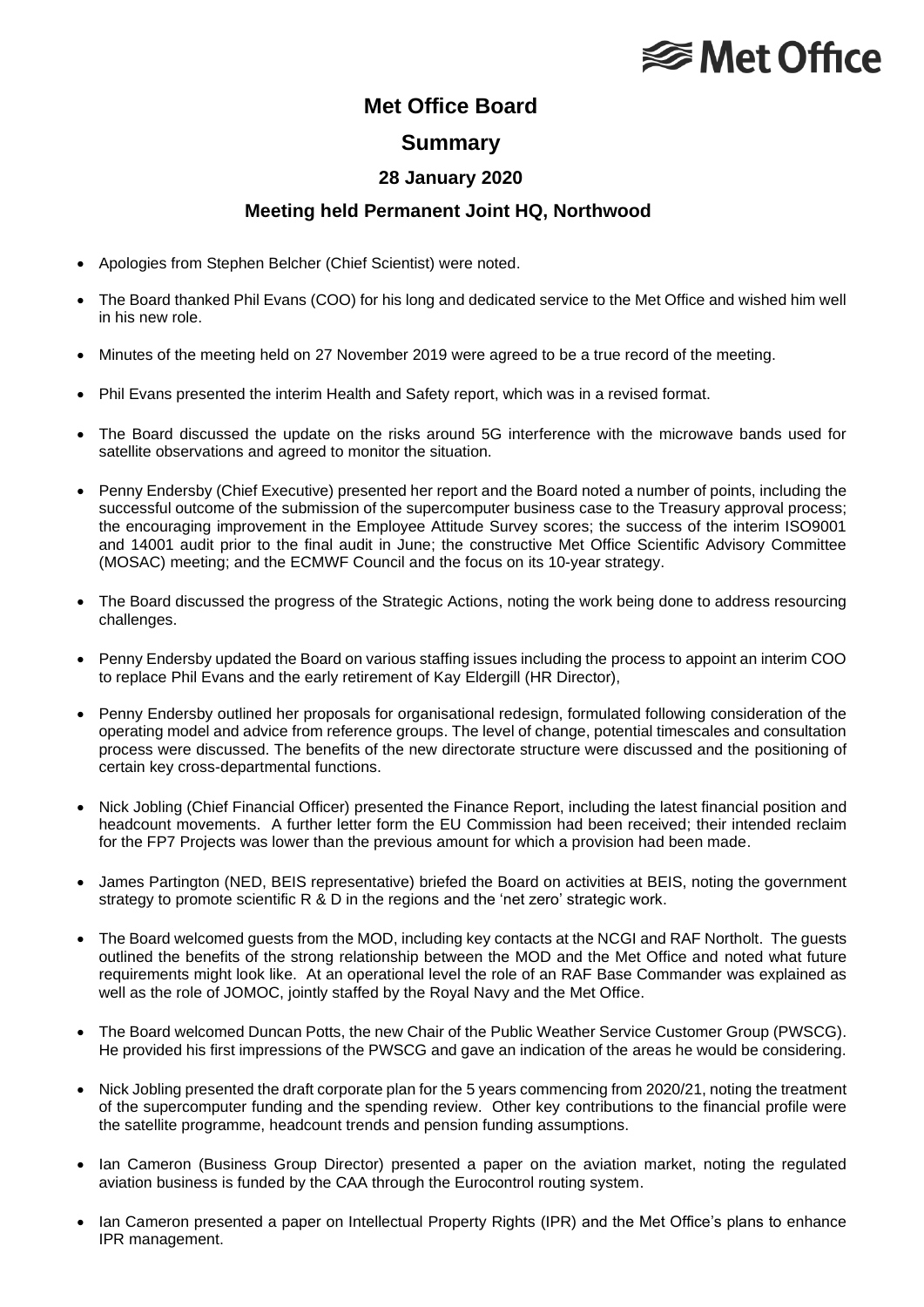# Met Office Board

## Summary

### 28 January 2020

### Meeting held Permanent Joint HQ, Northwood

- Apologies from Stephen Belcher (Chief Scientist) were noted.
- The Board thanked Phil Evans (COO) for his long and dedicated service to the Met Office and wished him well in his new role.
- Minutes of the meeting held on 27 November 2019 were agreed to be a true record of the meeting.
- Phil Evans presented the interim Health and Safety report, which was in a revised format.
- The Board discussed the update on the risks around 5G interference with the microwave bands used for satellite observations and agreed to monitor the situation.
- Penny Endersby (Chief Executive) presented her report and the Board noted a number of points, including the successful outcome of the submission of the supercomputer business case to the Treasury approval process; the encouraging improvement in the Employee Attitude Survey scores; the success of the interim ISO9001 and 14001 audit prior to the final audit in June; the constructive Met Office Scientific Advisory Committee (MOSAC) meeting; and the ECMWF Council and the focus on its 10-year strategy.
- The Board discussed the progress of the Strategic Actions, noting the work being done to address resourcing challenges.
- Penny Endersby updated the Board on various staffing issues including the process to appoint an interim COO to replace Phil Evans and the early retirement of Kay Eldergill (HR Director),
- Penny Endersby outlined her proposals for organisational redesign, formulated following consideration of the operating model and advice from reference groups. The level of change, potential timescales and consultation process were discussed. The benefits of the new directorate structure were discussed and the positioning of certain key cross-departmental functions.
- Nick Jobling (Chief Financial Officer) presented the Finance Report, including the latest financial position and headcount movements. A further letter form the EU Commission had been received; their intended reclaim for the FP7 Projects was lower than the previous amount for which a provision had been made.
- James Partington (NED, BEIS representative) briefed the Board on activities at BEIS, noting the government strategy to promote scientific R & D in the regions and the 'net zero' strategic work.
- The Board welcomed guests from the MOD, including key contacts at the NCGI and RAF Northolt. The guests outlined the benefits of the strong relationship between the MOD and the Met Office and noted what future requirements might look like. At an operational level the role of an RAF Base Commander was explained as well as the role of JOMOC, jointly staffed by the Royal Navy and the Met Office.
- The Board welcomed Duncan Potts, the new Chair of the Public Weather Service Customer Group (PWSCG). He provided his first impressions of the PWSCG and gave an indication of the areas he would be considering.
- Nick Jobling presented the draft corporate plan for the 5 years commencing from 2020/21, noting the treatment of the supercomputer funding and the spending review. Other key contributions to the financial profile were the satellite programme, headcount trends and pension funding assumptions.
- Ian Cameron (Business Group Director) presented a paper on the aviation market, noting the regulated aviation business is funded by the CAA through the Eurocontrol routing system.
- Ian Cameron presented a paper on Intellectual Property Rights (IPR) and the Met Office's plans to enhance IPR management.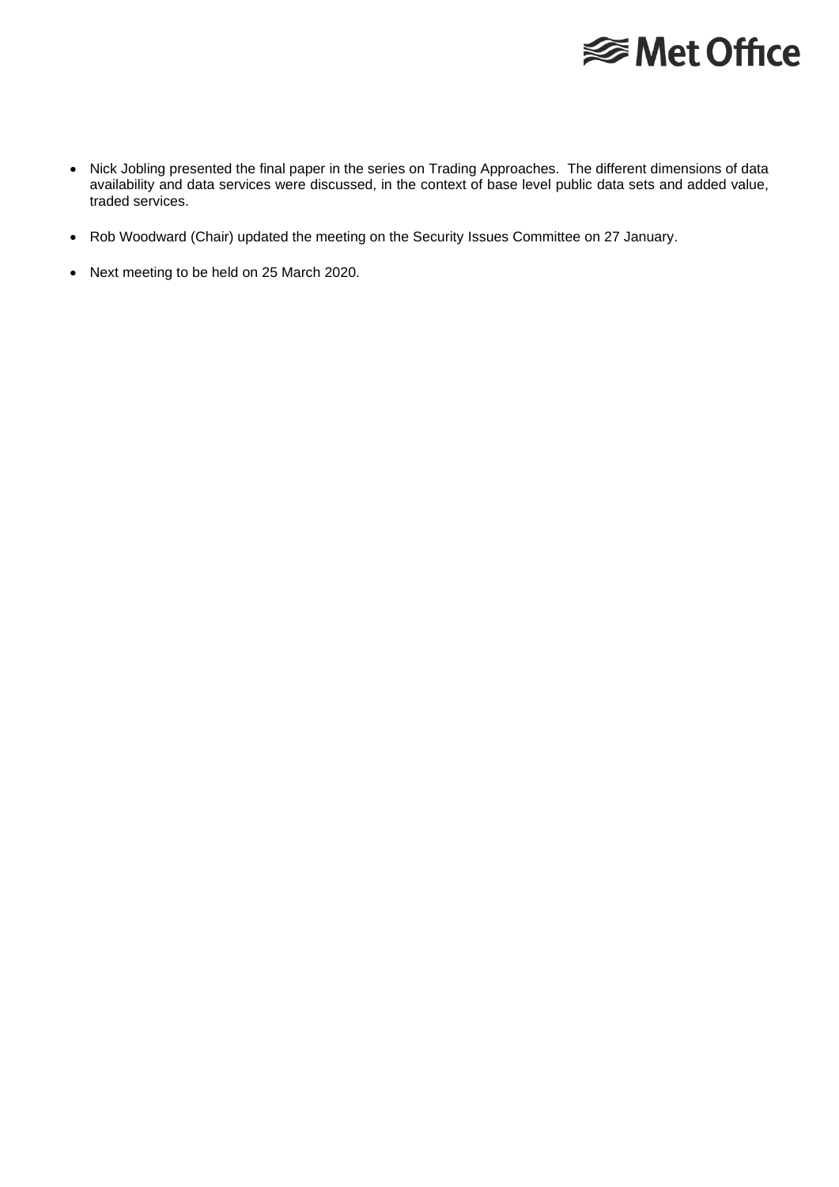- Nick Jobling presented the final paper in the series on Trading Approaches. The different dimensions of data availability and data services were discussed, in the context of base level public data sets and added value, traded services.
- Rob Woodward (Chair) updated the meeting on the Security Issues Committee on 27 January.
- Next meeting to be held on 25 March 2020.